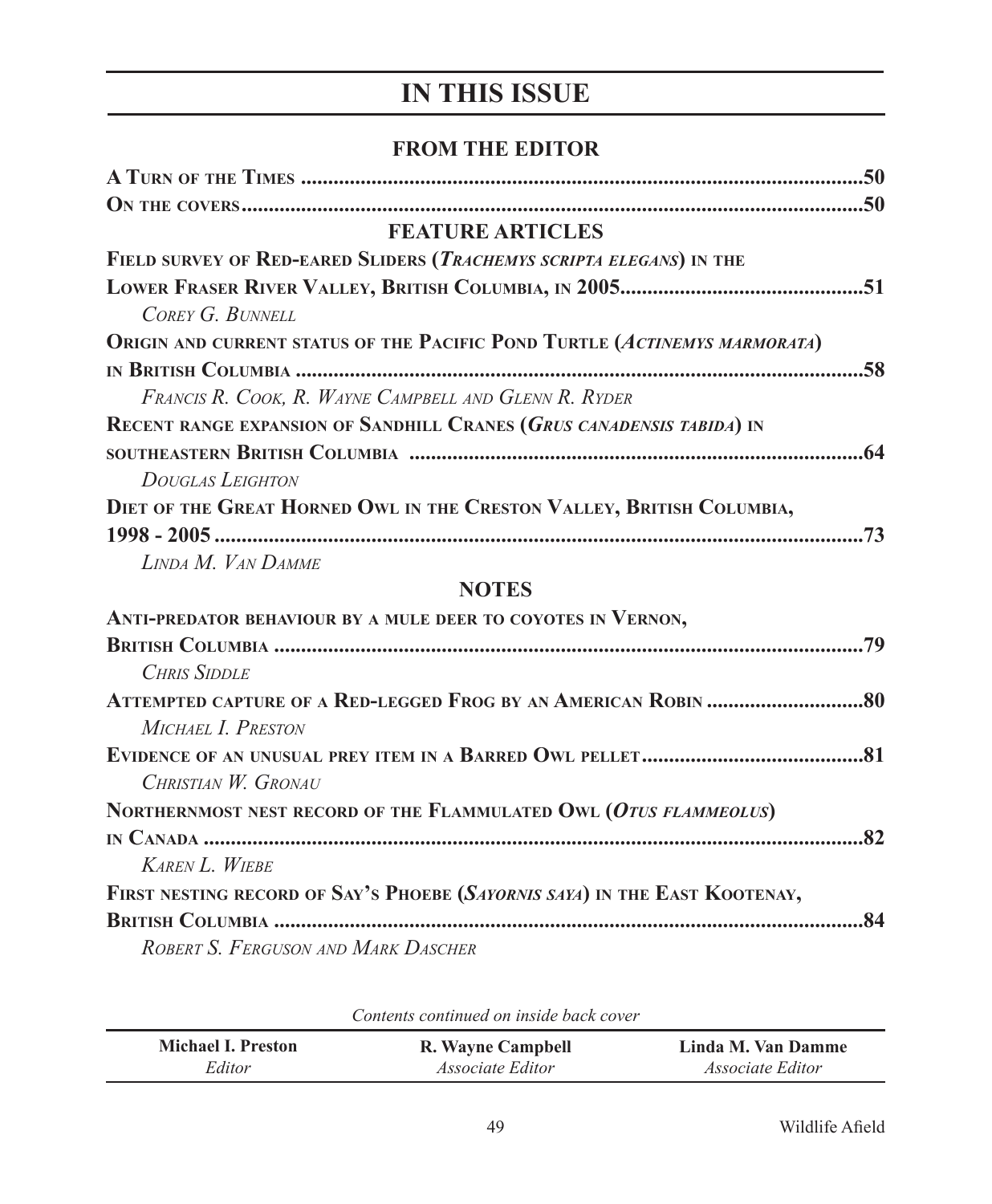# IN THIS ISSUE

## FROM THE EDITOR

**A Turn of the Times** ........................................................................................................50

**On the covers**....................................................................................................................50

## FEATURE ARTICLES

**Field survey of Red-eared Sliders (*Trachemys scripta elegans*) in the Lower Fraser River Valley, British Columbia, in 2005**...........................................51

*Corey G. Bunnell*

**Origin and current status of the Pacific Pond Turtle (*Actinemys marmorata*) in British Columbia** ..........................................................................................................58

*Francis R. Cook, R. Wayne Campbell and Glenn R. Ryder*

**Recent range expansion of Sandhill Cranes (*Grus canadensis tabida*) in southeastern British Columbia** ....................................................................................64

*Douglas Leighton*

**Diet of the Great Horned Owl in the Creston Valley, British Columbia, 1998 - 2005** ........................................................................................................................73

*Linda M. Van Damme*

## NOTES

**Anti-predator behaviour by a mule deer to coyotes in Vernon, British Columbia** .............................................................................................................79

*Chris Siddle*

**Attempted capture of a Red-legged Frog by an American Robin** ............................80

*Michael I. Preston*

**Evidence of an unusual prey item in a Barred Owl pellet**.........................................81

*Christian W. Gronau*

**Northernmost nest record of the Flammulated Owl (*Otus flammeolus*) in Canada** ...........................................................................................................................82

*Karen L. Wiebe*

**First nesting record of Say's Phoebe (*Sayornis saya*) in the East Kootenay, British Columbia** .............................................................................................................84

*Robert S. Ferguson and Mark Dascher*

*Contents continued on inside back cover*

| **Michael I. Preston** | **R. Wayne Campbell** | **Linda M. Van Damme** |
|---|---|---|
| *Editor* | *Associate Editor* | *Associate Editor* |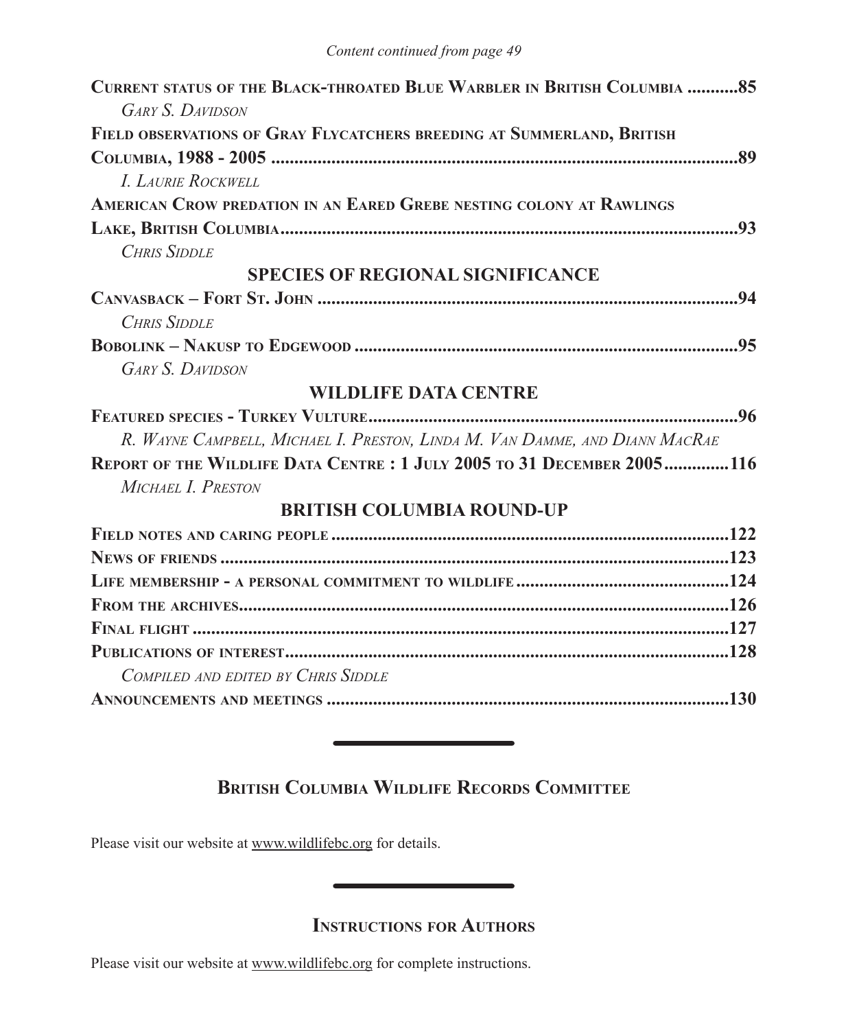*Content continued from page 49*

**Current status of the Black-throated Blue Warbler in British Columbia ...........85**
*Gary S. Davidson*

**Field observations of Gray Flycatchers breeding at Summerland, British Columbia, 1988 - 2005 ...........89**
*I. Laurie Rockwell*

**American Crow predation in an Eared Grebe nesting colony at Rawlings Lake, British Columbia...........93**
*Chris Siddle*

## SPECIES OF REGIONAL SIGNIFICANCE

**Canvasback – Fort St. John ...........94**
*Chris Siddle*

**Bobolink – Nakusp to Edgewood ...........95**
*Gary S. Davidson*

## WILDLIFE DATA CENTRE

**Featured species - Turkey Vulture...........96**
*R. Wayne Campbell, Michael I. Preston, Linda M. Van Damme, and Diann MacRae*

**Report of the Wildlife Data Centre : 1 July 2005 to 31 December 2005.............116**
*Michael I. Preston*

## BRITISH COLUMBIA ROUND-UP

**Field notes and caring people ...........122**

**News of friends ...........123**

**Life membership - a personal commitment to wildlife ...........124**

**From the archives...........126**

**Final flight ...........127**

**Publications of interest...........128**
*Compiled and edited by Chris Siddle*

**Announcements and meetings ...........130**

---

## British Columbia Wildlife Records Committee

Please visit our website at www.wildlifebc.org for details.

---

## Instructions for Authors

Please visit our website at www.wildlifebc.org for complete instructions.